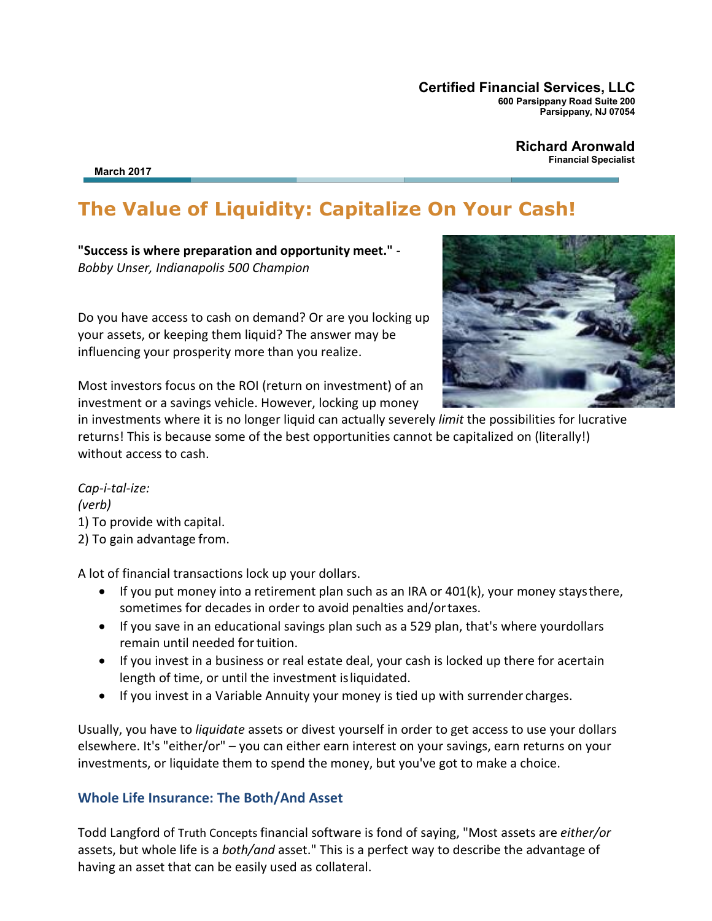**Certified Financial Services, LLC**
**600 Parsippany Road Suite 200**
**Parsippany, NJ 07054**

**Richard Aronwald**
**Financial Specialist**

**March 2017**

# The Value of Liquidity: Capitalize On Your Cash!

**"Success is where preparation and opportunity meet."** - *Bobby Unser, Indianapolis 500 Champion*

Do you have access to cash on demand? Or are you locking up your assets, or keeping them liquid? The answer may be influencing your prosperity more than you realize.

Most investors focus on the ROI (return on investment) of an investment or a savings vehicle. However, locking up money in investments where it is no longer liquid can actually severely *limit* the possibilities for lucrative returns! This is because some of the best opportunities cannot be capitalized on (literally!) without access to cash.

*Cap-i-tal-ize:*
*(verb)*
1) To provide with capital.
2) To gain advantage from.

A lot of financial transactions lock up your dollars.

- If you put money into a retirement plan such as an IRA or 401(k), your money stays there, sometimes for decades in order to avoid penalties and/or taxes.
- If you save in an educational savings plan such as a 529 plan, that's where your dollars remain until needed for tuition.
- If you invest in a business or real estate deal, your cash is locked up there for a certain length of time, or until the investment is liquidated.
- If you invest in a Variable Annuity your money is tied up with surrender charges.

Usually, you have to *liquidate* assets or divest yourself in order to get access to use your dollars elsewhere. It's "either/or" – you can either earn interest on your savings, earn returns on your investments, or liquidate them to spend the money, but you've got to make a choice.

## Whole Life Insurance: The Both/And Asset

Todd Langford of Truth Concepts financial software is fond of saying, "Most assets are *either/or* assets, but whole life is a *both/and* asset." This is a perfect way to describe the advantage of having an asset that can be easily used as collateral.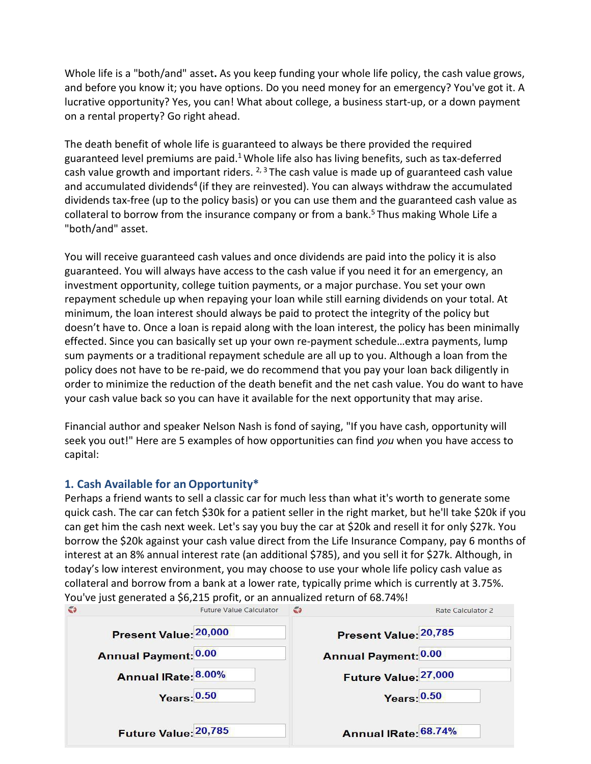Whole life is a "both/and" asset**.** As you keep funding your whole life policy, the cash value grows, and before you know it; you have options. Do you need money for an emergency? You've got it. A lucrative opportunity? Yes, you can! What about college, a business start-up, or a down payment on a rental property? Go right ahead.

The death benefit of whole life is guaranteed to always be there provided the required guaranteed level premiums are paid.[1] Whole life also has living benefits, such as tax-deferred cash value growth and important riders. [2, 3] The cash value is made up of guaranteed cash value and accumulated dividends[4] (if they are reinvested). You can always withdraw the accumulated dividends tax-free (up to the policy basis) or you can use them and the guaranteed cash value as collateral to borrow from the insurance company or from a bank.[5] Thus making Whole Life a "both/and" asset.

You will receive guaranteed cash values and once dividends are paid into the policy it is also guaranteed. You will always have access to the cash value if you need it for an emergency, an investment opportunity, college tuition payments, or a major purchase. You set your own repayment schedule up when repaying your loan while still earning dividends on your total. At minimum, the loan interest should always be paid to protect the integrity of the policy but doesn't have to. Once a loan is repaid along with the loan interest, the policy has been minimally effected. Since you can basically set up your own re-payment schedule…extra payments, lump sum payments or a traditional repayment schedule are all up to you. Although a loan from the policy does not have to be re-paid, we do recommend that you pay your loan back diligently in order to minimize the reduction of the death benefit and the net cash value. You do want to have your cash value back so you can have it available for the next opportunity that may arise.

Financial author and speaker Nelson Nash is fond of saying, "If you have cash, opportunity will seek you out!" Here are 5 examples of how opportunities can find *you* when you have access to capital:

### 1. Cash Available for an Opportunity*

Perhaps a friend wants to sell a classic car for much less than what it's worth to generate some quick cash. The car can fetch $30k for a patient seller in the right market, but he'll take $20k if you can get him the cash next week. Let's say you buy the car at $20k and resell it for only $27k. You borrow the $20k against your cash value direct from the Life Insurance Company, pay 6 months of interest at an 8% annual interest rate (an additional $785), and you sell it for $27k. Although, in today's low interest environment, you may choose to use your whole life policy cash value as collateral and borrow from a bank at a lower rate, typically prime which is currently at 3.75%. You've just generated a $6,215 profit, or an annualized return of 68.74%!

| Future Value Calculator | |
|---|---|
| Present Value: | 20,000 |
| Annual Payment: | 0.00 |
| Annual IRate: | 8.00% |
| Years: | 0.50 |
| Future Value: | 20,785 |

| Rate Calculator 2 | |
|---|---|
| Present Value: | 20,785 |
| Annual Payment: | 0.00 |
| Future Value: | 27,000 |
| Years: | 0.50 |
| Annual IRate: | 68.74% |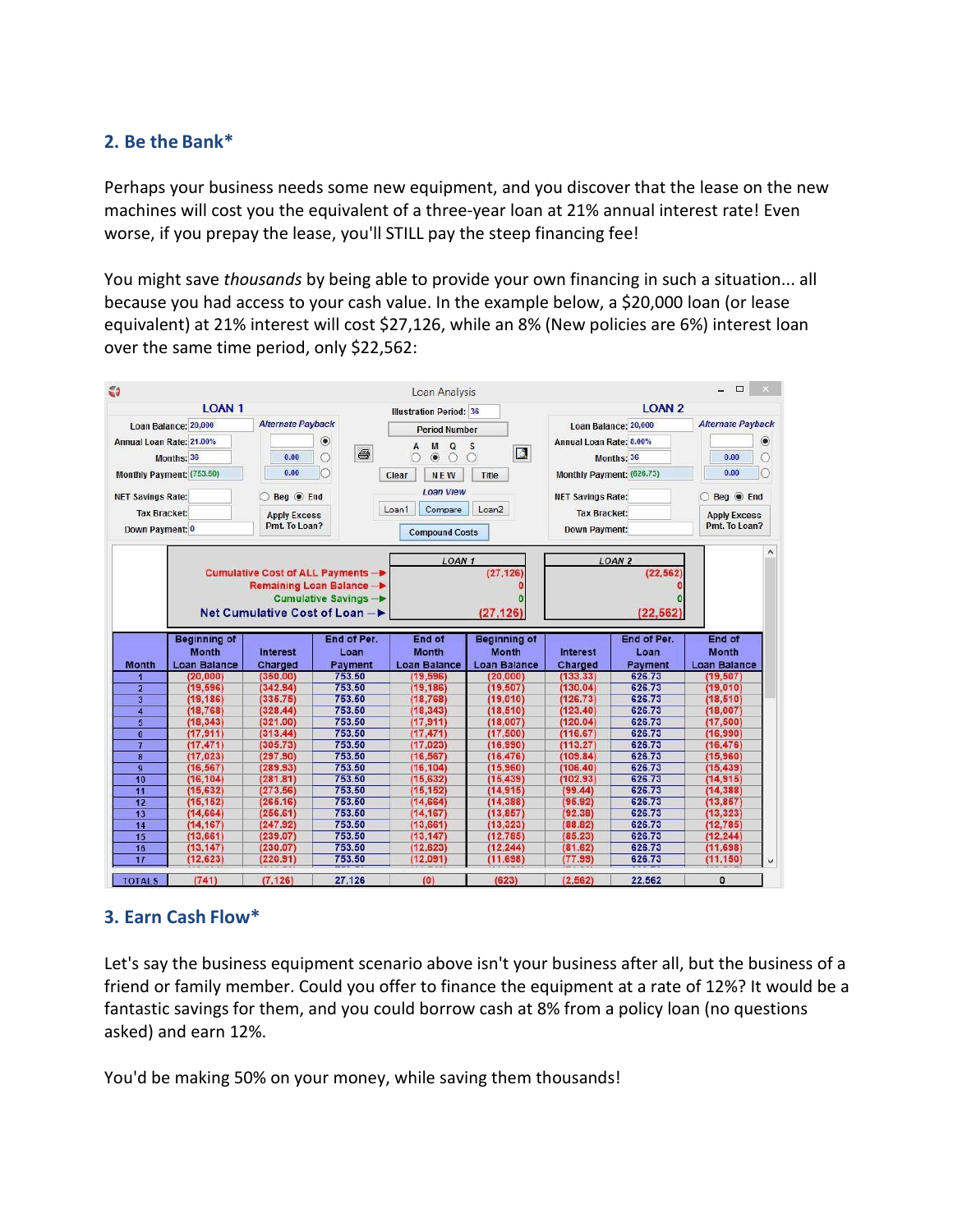## 2. Be the Bank*

Perhaps your business needs some new equipment, and you discover that the lease on the new machines will cost you the equivalent of a three-year loan at 21% annual interest rate! Even worse, if you prepay the lease, you'll STILL pay the steep financing fee!

You might save *thousands* by being able to provide your own financing in such a situation... all because you had access to your cash value. In the example below, a $20,000 loan (or lease equivalent) at 21% interest will cost $27,126, while an 8% (New policies are 6%) interest loan over the same time period, only $22,562:

Loan Analysis

| | LOAN 1 | LOAN 2 |
|---|---|---|
| Loan Balance | 20,000 | 20,000 |
| Annual Loan Rate | 21.00% | 8.00% |
| Months | 36 | 36 |
| Monthly Payment | (753.50) | (626.73) |
| Down Payment | 0 | |

Illustration Period: 36

| | LOAN 1 | LOAN 2 |
|---|---|---|
| Cumulative Cost of ALL Payments | (27,126) | (22,562) |
| Remaining Loan Balance | 0 | 0 |
| Cumulative Savings | 0 | 0 |
| Net Cumulative Cost of Loan | (27,126) | (22,562) |

| Month | Beginning of Month Loan Balance | Interest Charged | End of Per. Loan Payment | End of Month Loan Balance | Beginning of Month Loan Balance | Interest Charged | End of Per. Loan Payment | End of Month Loan Balance |
|---|---|---|---|---|---|---|---|---|
| 1 | (20,000) | (350.00) | 753.50 | (19,596) | (20,000) | (133.33) | 626.73 | (19,507) |
| 2 | (19,596) | (342.94) | 753.50 | (19,186) | (19,507) | (130.04) | 626.73 | (19,010) |
| 3 | (19,186) | (335.75) | 753.50 | (18,768) | (19,010) | (126.73) | 626.73 | (18,510) |
| 4 | (18,768) | (328.44) | 753.50 | (18,343) | (18,510) | (123.40) | 626.73 | (18,007) |
| 5 | (18,343) | (321.00) | 753.50 | (17,911) | (18,007) | (120.04) | 626.73 | (17,500) |
| 6 | (17,911) | (313.44) | 753.50 | (17,471) | (17,500) | (116.67) | 626.73 | (16,990) |
| 7 | (17,471) | (305.73) | 753.50 | (17,023) | (16,990) | (113.27) | 626.73 | (16,476) |
| 8 | (17,023) | (297.90) | 753.50 | (16,567) | (16,476) | (109.84) | 626.73 | (15,960) |
| 9 | (16,567) | (289.93) | 753.50 | (16,104) | (15,960) | (106.40) | 626.73 | (15,439) |
| 10 | (16,104) | (281.81) | 753.50 | (15,632) | (15,439) | (102.93) | 626.73 | (14,915) |
| 11 | (15,632) | (273.56) | 753.50 | (15,152) | (14,915) | (99.44) | 626.73 | (14,388) |
| 12 | (15,152) | (265.16) | 753.50 | (14,664) | (14,388) | (95.92) | 626.73 | (13,857) |
| 13 | (14,664) | (256.61) | 753.50 | (14,167) | (13,857) | (92.38) | 626.73 | (13,323) |
| 14 | (14,167) | (247.92) | 753.50 | (13,661) | (13,323) | (88.82) | 626.73 | (12,785) |
| 15 | (13,661) | (239.07) | 753.50 | (13,147) | (12,785) | (85.23) | 626.73 | (12,244) |
| 16 | (13,147) | (230.07) | 753.50 | (12,623) | (12,244) | (81.62) | 626.73 | (11,698) |
| 17 | (12,623) | (220.91) | 753.50 | (12,091) | (11,698) | (77.99) | 626.73 | (11,150) |
| TOTALS | (741) | (7,126) | 27,126 | (0) | (623) | (2,562) | 22,562 | 0 |

## 3. Earn Cash Flow*

Let's say the business equipment scenario above isn't your business after all, but the business of a friend or family member. Could you offer to finance the equipment at a rate of 12%? It would be a fantastic savings for them, and you could borrow cash at 8% from a policy loan (no questions asked) and earn 12%.

You'd be making 50% on your money, while saving them thousands!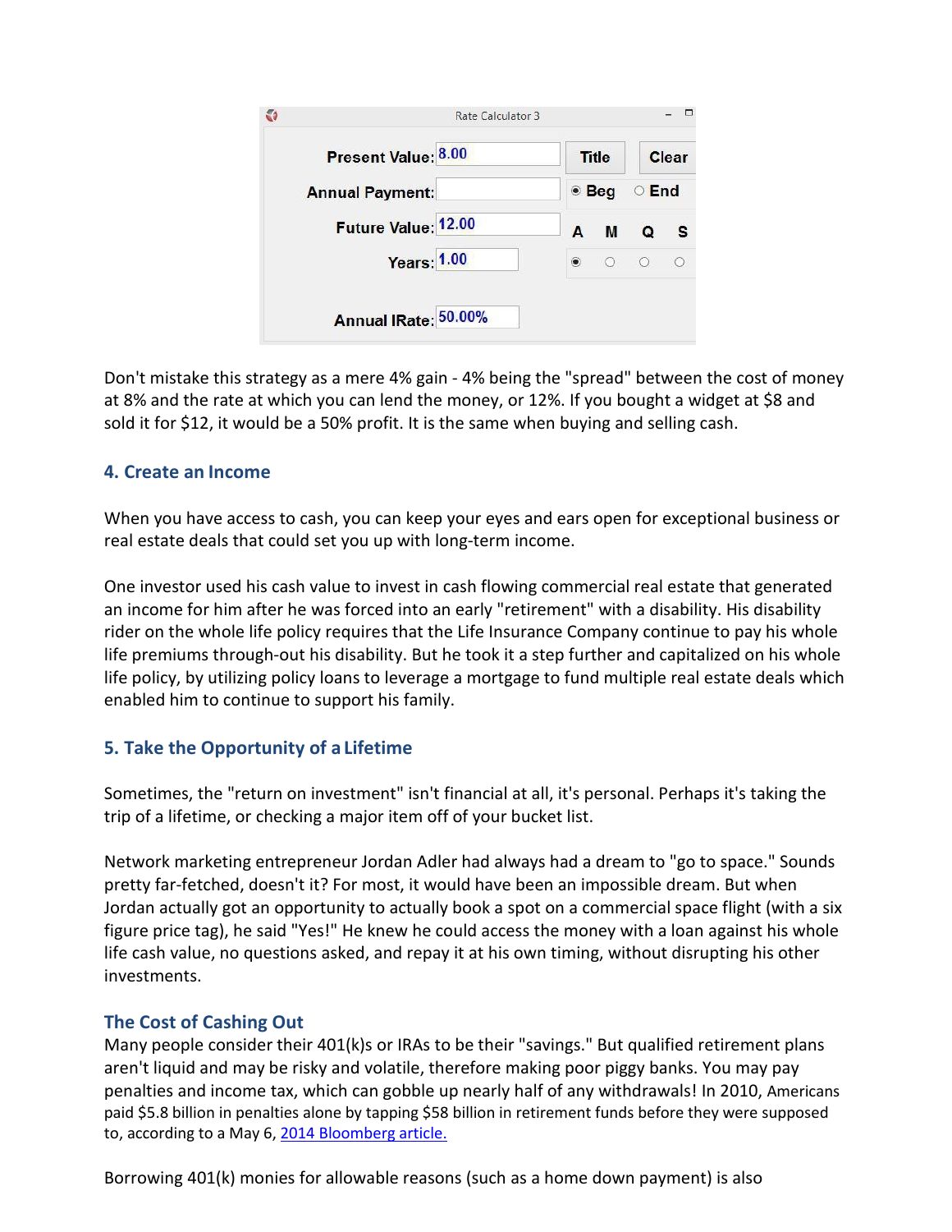Rate Calculator 3

| | | |
|---|---|---|
| Present Value: | 8.00 | Title / Clear |
| Annual Payment: | | ◉ Beg ○ End |
| Future Value: | 12.00 | A M Q S |
| Years: | 1.00 | ◉ ○ ○ ○ |
| Annual IRate: | 50.00% | |

Don't mistake this strategy as a mere 4% gain - 4% being the "spread" between the cost of money at 8% and the rate at which you can lend the money, or 12%. If you bought a widget at $8 and sold it for $12, it would be a 50% profit. It is the same when buying and selling cash.

### 4. Create an Income

When you have access to cash, you can keep your eyes and ears open for exceptional business or real estate deals that could set you up with long-term income.

One investor used his cash value to invest in cash flowing commercial real estate that generated an income for him after he was forced into an early "retirement" with a disability. His disability rider on the whole life policy requires that the Life Insurance Company continue to pay his whole life premiums through-out his disability. But he took it a step further and capitalized on his whole life policy, by utilizing policy loans to leverage a mortgage to fund multiple real estate deals which enabled him to continue to support his family.

### 5. Take the Opportunity of a Lifetime

Sometimes, the "return on investment" isn't financial at all, it's personal. Perhaps it's taking the trip of a lifetime, or checking a major item off of your bucket list.

Network marketing entrepreneur Jordan Adler had always had a dream to "go to space." Sounds pretty far-fetched, doesn't it? For most, it would have been an impossible dream. But when Jordan actually got an opportunity to actually book a spot on a commercial space flight (with a six figure price tag), he said "Yes!" He knew he could access the money with a loan against his whole life cash value, no questions asked, and repay it at his own timing, without disrupting his other investments.

### The Cost of Cashing Out

Many people consider their 401(k)s or IRAs to be their "savings." But qualified retirement plans aren't liquid and may be risky and volatile, therefore making poor piggy banks. You may pay penalties and income tax, which can gobble up nearly half of any withdrawals! In 2010, Americans paid $5.8 billion in penalties alone by tapping $58 billion in retirement funds before they were supposed to, according to a May 6, 2014 Bloomberg article.

Borrowing 401(k) monies for allowable reasons (such as a home down payment) is also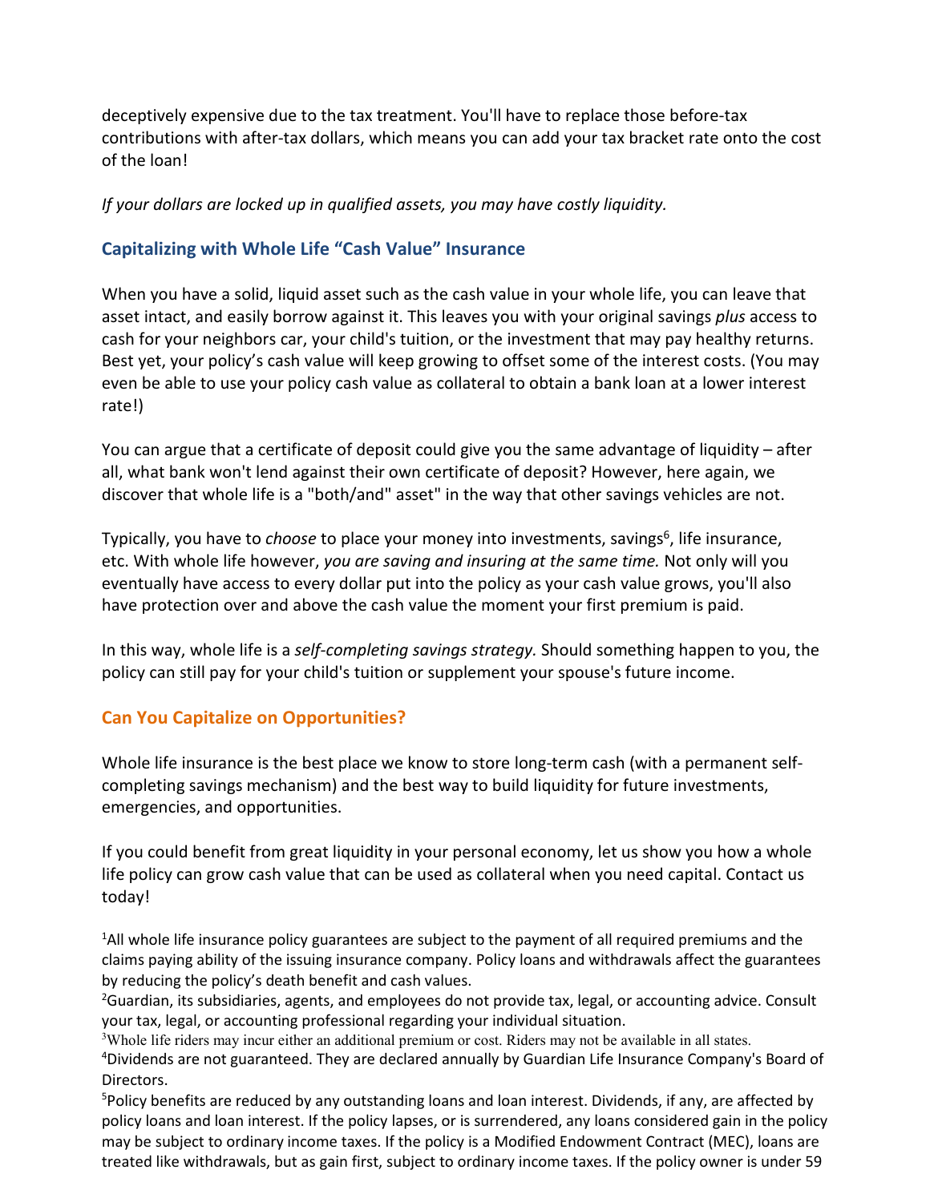deceptively expensive due to the tax treatment. You'll have to replace those before-tax contributions with after-tax dollars, which means you can add your tax bracket rate onto the cost of the loan!

*If your dollars are locked up in qualified assets, you may have costly liquidity.*

## Capitalizing with Whole Life "Cash Value" Insurance

When you have a solid, liquid asset such as the cash value in your whole life, you can leave that asset intact, and easily borrow against it. This leaves you with your original savings *plus* access to cash for your neighbors car, your child's tuition, or the investment that may pay healthy returns. Best yet, your policy's cash value will keep growing to offset some of the interest costs. (You may even be able to use your policy cash value as collateral to obtain a bank loan at a lower interest rate!)

You can argue that a certificate of deposit could give you the same advantage of liquidity – after all, what bank won't lend against their own certificate of deposit? However, here again, we discover that whole life is a "both/and" asset" in the way that other savings vehicles are not.

Typically, you have to *choose* to place your money into investments, savings[6], life insurance, etc. With whole life however, *you are saving and insuring at the same time.* Not only will you eventually have access to every dollar put into the policy as your cash value grows, you'll also have protection over and above the cash value the moment your first premium is paid.

In this way, whole life is a *self-completing savings strategy.* Should something happen to you, the policy can still pay for your child's tuition or supplement your spouse's future income.

## Can You Capitalize on Opportunities?

Whole life insurance is the best place we know to store long-term cash (with a permanent self-completing savings mechanism) and the best way to build liquidity for future investments, emergencies, and opportunities.

If you could benefit from great liquidity in your personal economy, let us show you how a whole life policy can grow cash value that can be used as collateral when you need capital. Contact us today!

[1]All whole life insurance policy guarantees are subject to the payment of all required premiums and the claims paying ability of the issuing insurance company. Policy loans and withdrawals affect the guarantees by reducing the policy's death benefit and cash values.
[2]Guardian, its subsidiaries, agents, and employees do not provide tax, legal, or accounting advice. Consult your tax, legal, or accounting professional regarding your individual situation.
[3]Whole life riders may incur either an additional premium or cost. Riders may not be available in all states.
[4]Dividends are not guaranteed. They are declared annually by Guardian Life Insurance Company's Board of Directors.
[5]Policy benefits are reduced by any outstanding loans and loan interest. Dividends, if any, are affected by policy loans and loan interest. If the policy lapses, or is surrendered, any loans considered gain in the policy may be subject to ordinary income taxes. If the policy is a Modified Endowment Contract (MEC), loans are treated like withdrawals, but as gain first, subject to ordinary income taxes. If the policy owner is under 59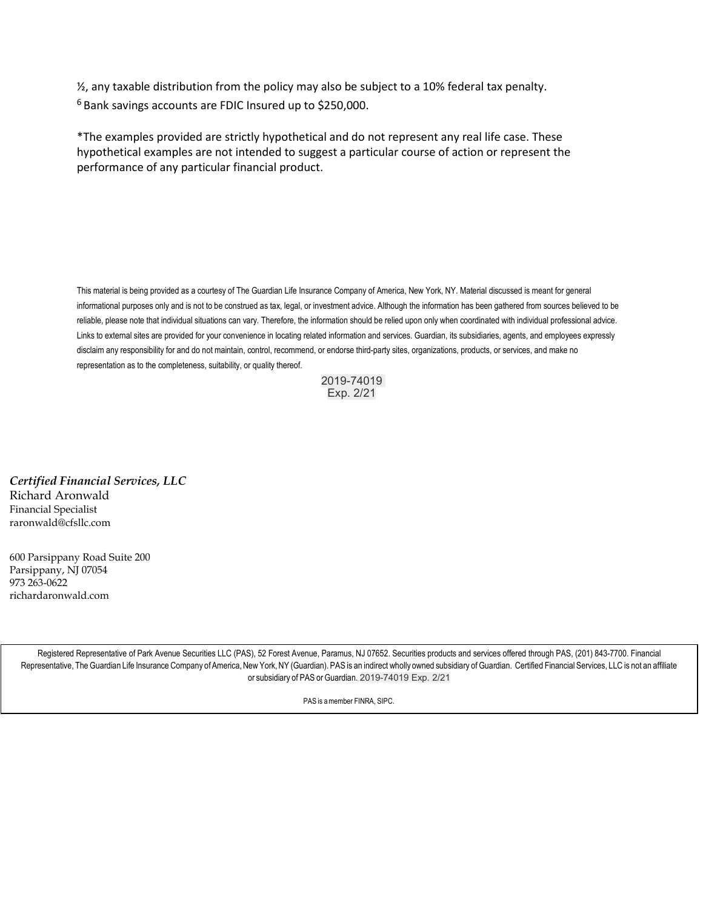½, any taxable distribution from the policy may also be subject to a 10% federal tax penalty.

[6] Bank savings accounts are FDIC Insured up to $250,000.

*The examples provided are strictly hypothetical and do not represent any real life case. These hypothetical examples are not intended to suggest a particular course of action or represent the performance of any particular financial product.

This material is being provided as a courtesy of The Guardian Life Insurance Company of America, New York, NY. Material discussed is meant for general informational purposes only and is not to be construed as tax, legal, or investment advice. Although the information has been gathered from sources believed to be reliable, please note that individual situations can vary. Therefore, the information should be relied upon only when coordinated with individual professional advice. Links to external sites are provided for your convenience in locating related information and services. Guardian, its subsidiaries, agents, and employees expressly disclaim any responsibility for and do not maintain, control, recommend, or endorse third-party sites, organizations, products, or services, and make no representation as to the completeness, suitability, or quality thereof.

2019-74019
Exp. 2/21

***Certified Financial Services, LLC***
Richard Aronwald
Financial Specialist
raronwald@cfsllc.com

600 Parsippany Road Suite 200
Parsippany, NJ 07054
973 263-0622
richardaronwald.com

Registered Representative of Park Avenue Securities LLC (PAS), 52 Forest Avenue, Paramus, NJ 07652. Securities products and services offered through PAS, (201) 843-7700. Financial Representative, The Guardian Life Insurance Company of America, New York, NY (Guardian). PAS is an indirect wholly owned subsidiary of Guardian. Certified Financial Services, LLC is not an affiliate or subsidiary of PAS or Guardian. 2019-74019 Exp. 2/21

PAS is a member FINRA, SIPC.